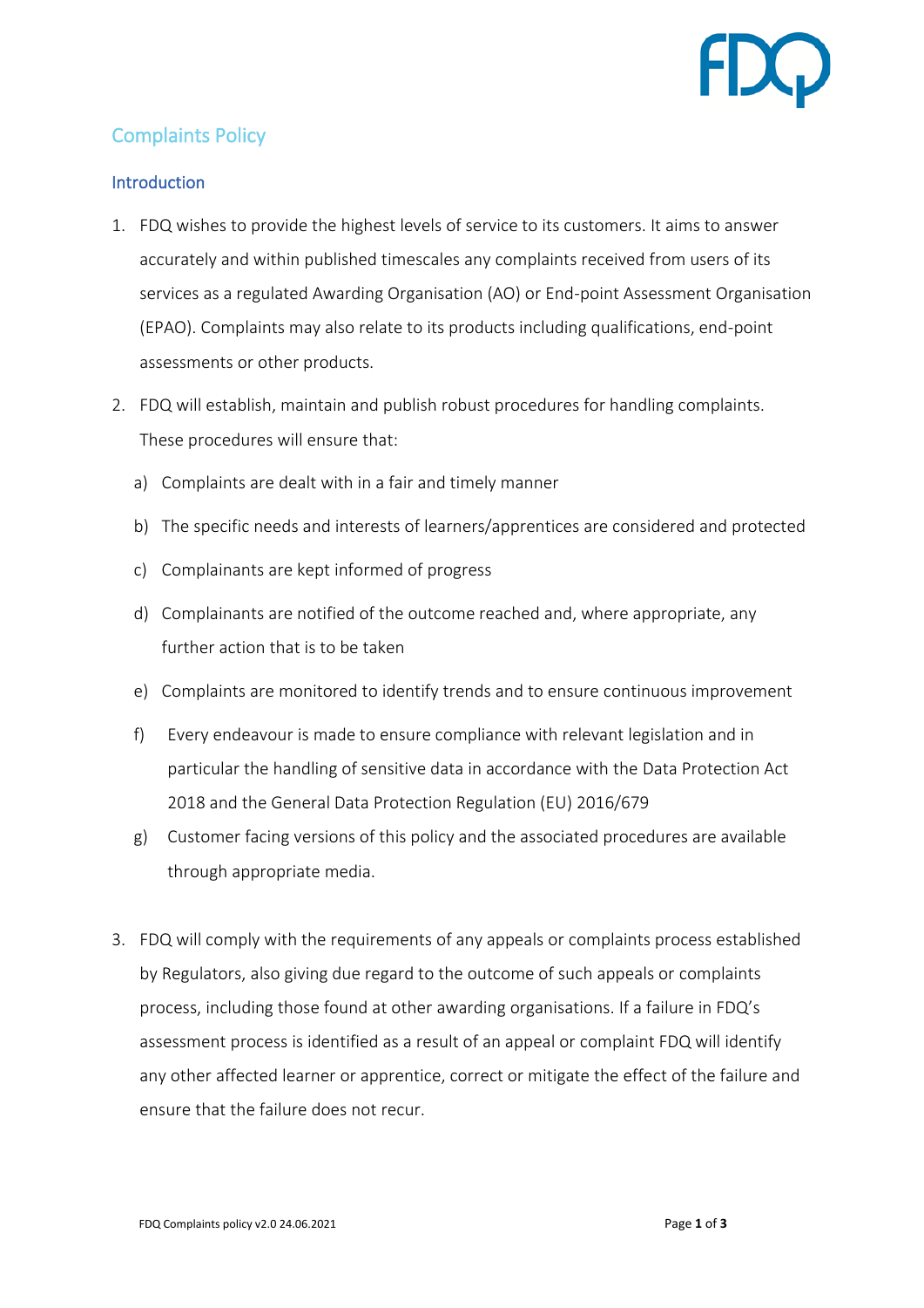# Complaints Policy

## Introduction

1. FDQ wishes to provide the highest levels of service to its customers. It aims to answer accurately and within published timescales any complaints received from users of its services as a regulated Awarding Organisation (AO) or End-point Assessment Organisation (EPAO). Complaints may also relate to its products including qualifications, end-point assessments or other products.

2. FDQ will establish, maintain and publish robust procedures for handling complaints. These procedures will ensure that:

   a) Complaints are dealt with in a fair and timely manner

   b) The specific needs and interests of learners/apprentices are considered and protected

   c) Complainants are kept informed of progress

   d) Complainants are notified of the outcome reached and, where appropriate, any further action that is to be taken

   e) Complaints are monitored to identify trends and to ensure continuous improvement

   f) Every endeavour is made to ensure compliance with relevant legislation and in particular the handling of sensitive data in accordance with the Data Protection Act 2018 and the General Data Protection Regulation (EU) 2016/679

   g) Customer facing versions of this policy and the associated procedures are available through appropriate media.

3. FDQ will comply with the requirements of any appeals or complaints process established by Regulators, also giving due regard to the outcome of such appeals or complaints process, including those found at other awarding organisations. If a failure in FDQ's assessment process is identified as a result of an appeal or complaint FDQ will identify any other affected learner or apprentice, correct or mitigate the effect of the failure and ensure that the failure does not recur.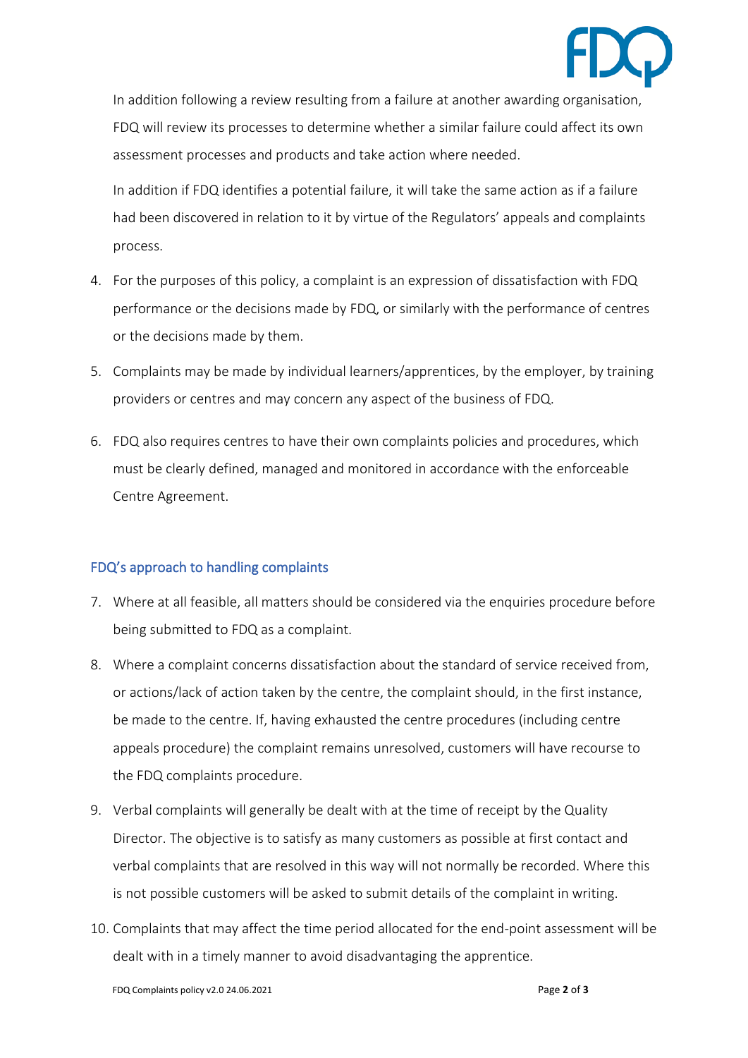In addition following a review resulting from a failure at another awarding organisation, FDQ will review its processes to determine whether a similar failure could affect its own assessment processes and products and take action where needed.

In addition if FDQ identifies a potential failure, it will take the same action as if a failure had been discovered in relation to it by virtue of the Regulators' appeals and complaints process.

4. For the purposes of this policy, a complaint is an expression of dissatisfaction with FDQ performance or the decisions made by FDQ, or similarly with the performance of centres or the decisions made by them.

5. Complaints may be made by individual learners/apprentices, by the employer, by training providers or centres and may concern any aspect of the business of FDQ.

6. FDQ also requires centres to have their own complaints policies and procedures, which must be clearly defined, managed and monitored in accordance with the enforceable Centre Agreement.

## FDQ's approach to handling complaints

7. Where at all feasible, all matters should be considered via the enquiries procedure before being submitted to FDQ as a complaint.

8. Where a complaint concerns dissatisfaction about the standard of service received from, or actions/lack of action taken by the centre, the complaint should, in the first instance, be made to the centre. If, having exhausted the centre procedures (including centre appeals procedure) the complaint remains unresolved, customers will have recourse to the FDQ complaints procedure.

9. Verbal complaints will generally be dealt with at the time of receipt by the Quality Director. The objective is to satisfy as many customers as possible at first contact and verbal complaints that are resolved in this way will not normally be recorded. Where this is not possible customers will be asked to submit details of the complaint in writing.

10. Complaints that may affect the time period allocated for the end-point assessment will be dealt with in a timely manner to avoid disadvantaging the apprentice.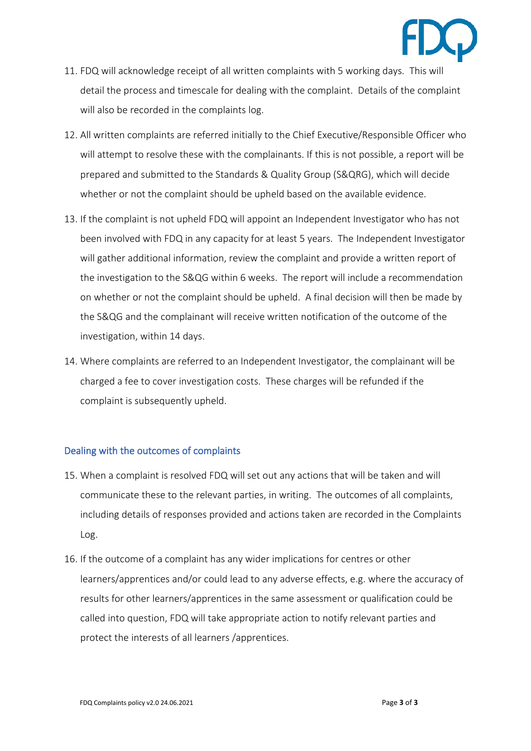11. FDQ will acknowledge receipt of all written complaints with 5 working days. This will detail the process and timescale for dealing with the complaint. Details of the complaint will also be recorded in the complaints log.

12. All written complaints are referred initially to the Chief Executive/Responsible Officer who will attempt to resolve these with the complainants. If this is not possible, a report will be prepared and submitted to the Standards & Quality Group (S&QRG), which will decide whether or not the complaint should be upheld based on the available evidence.

13. If the complaint is not upheld FDQ will appoint an Independent Investigator who has not been involved with FDQ in any capacity for at least 5 years. The Independent Investigator will gather additional information, review the complaint and provide a written report of the investigation to the S&QG within 6 weeks. The report will include a recommendation on whether or not the complaint should be upheld. A final decision will then be made by the S&QG and the complainant will receive written notification of the outcome of the investigation, within 14 days.

14. Where complaints are referred to an Independent Investigator, the complainant will be charged a fee to cover investigation costs. These charges will be refunded if the complaint is subsequently upheld.

## Dealing with the outcomes of complaints

15. When a complaint is resolved FDQ will set out any actions that will be taken and will communicate these to the relevant parties, in writing. The outcomes of all complaints, including details of responses provided and actions taken are recorded in the Complaints Log.

16. If the outcome of a complaint has any wider implications for centres or other learners/apprentices and/or could lead to any adverse effects, e.g. where the accuracy of results for other learners/apprentices in the same assessment or qualification could be called into question, FDQ will take appropriate action to notify relevant parties and protect the interests of all learners /apprentices.